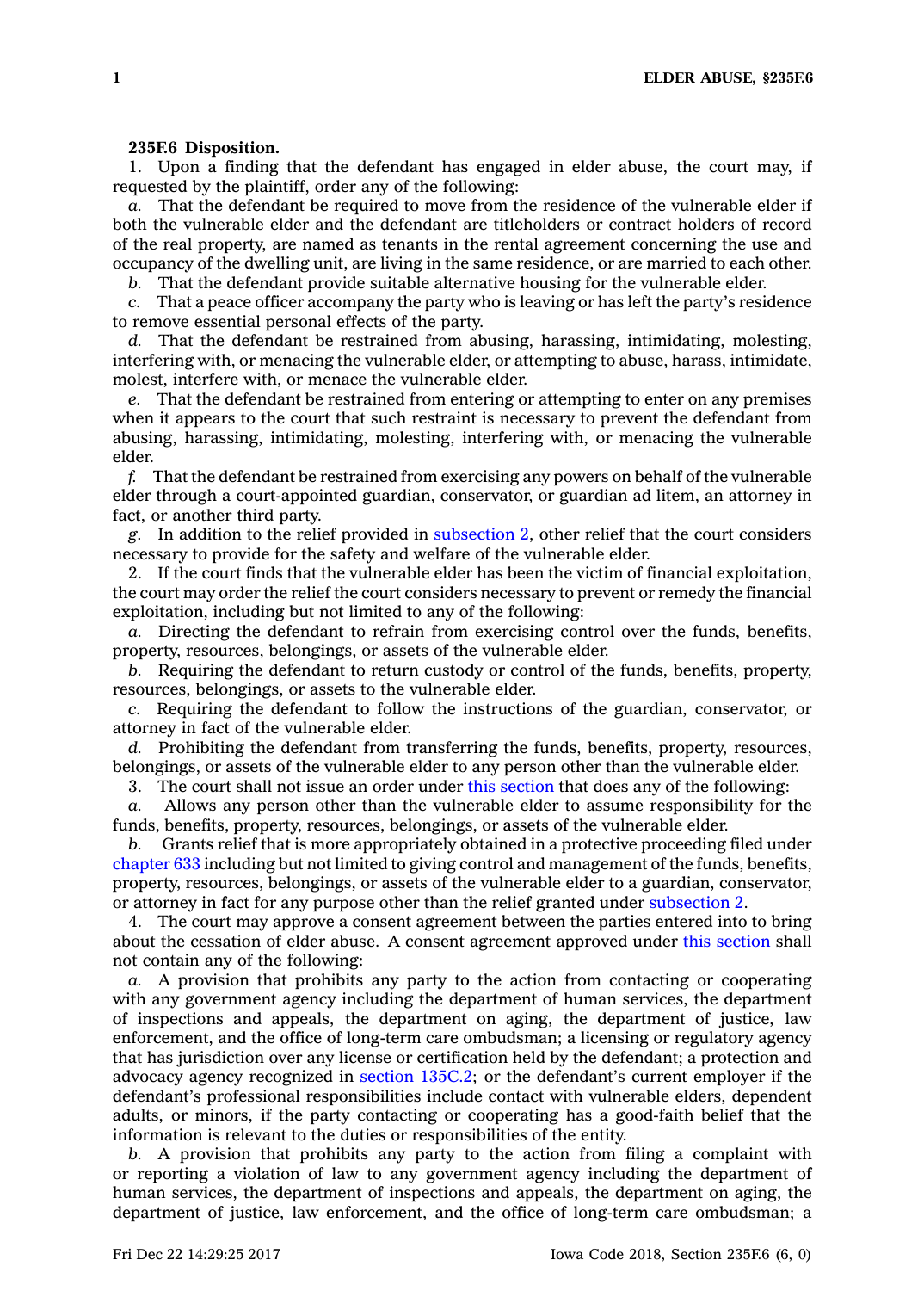**235F.6 Disposition.**

1. Upon a finding that the defendant has engaged in elder abuse, the court may, if requested by the plaintiff, order any of the following:

*a.* That the defendant be required to move from the residence of the vulnerable elder if both the vulnerable elder and the defendant are titleholders or contract holders of record of the real property, are named as tenants in the rental agreement concerning the use and occupancy of the dwelling unit, are living in the same residence, or are married to each other.

*b.* That the defendant provide suitable alternative housing for the vulnerable elder.

*c.* That a peace officer accompany the party who is leaving or has left the party's residence to remove essential personal effects of the party.

*d.* That the defendant be restrained from abusing, harassing, intimidating, molesting, interfering with, or menacing the vulnerable elder, or attempting to abuse, harass, intimidate, molest, interfere with, or menace the vulnerable elder.

*e.* That the defendant be restrained from entering or attempting to enter on any premises when it appears to the court that such restraint is necessary to prevent the defendant from abusing, harassing, intimidating, molesting, interfering with, or menacing the vulnerable elder.

*f.* That the defendant be restrained from exercising any powers on behalf of the vulnerable elder through a court-appointed guardian, conservator, or guardian ad litem, an attorney in fact, or another third party.

*g.* In addition to the relief provided in subsection 2, other relief that the court considers necessary to provide for the safety and welfare of the vulnerable elder.

2. If the court finds that the vulnerable elder has been the victim of financial exploitation, the court may order the relief the court considers necessary to prevent or remedy the financial exploitation, including but not limited to any of the following:

*a.* Directing the defendant to refrain from exercising control over the funds, benefits, property, resources, belongings, or assets of the vulnerable elder.

*b.* Requiring the defendant to return custody or control of the funds, benefits, property, resources, belongings, or assets to the vulnerable elder.

*c.* Requiring the defendant to follow the instructions of the guardian, conservator, or attorney in fact of the vulnerable elder.

*d.* Prohibiting the defendant from transferring the funds, benefits, property, resources, belongings, or assets of the vulnerable elder to any person other than the vulnerable elder.

3. The court shall not issue an order under this section that does any of the following:

*a.* Allows any person other than the vulnerable elder to assume responsibility for the funds, benefits, property, resources, belongings, or assets of the vulnerable elder.

*b.* Grants relief that is more appropriately obtained in a protective proceeding filed under chapter 633 including but not limited to giving control and management of the funds, benefits, property, resources, belongings, or assets of the vulnerable elder to a guardian, conservator, or attorney in fact for any purpose other than the relief granted under subsection 2.

4. The court may approve a consent agreement between the parties entered into to bring about the cessation of elder abuse. A consent agreement approved under this section shall not contain any of the following:

*a.* A provision that prohibits any party to the action from contacting or cooperating with any government agency including the department of human services, the department of inspections and appeals, the department on aging, the department of justice, law enforcement, and the office of long-term care ombudsman; a licensing or regulatory agency that has jurisdiction over any license or certification held by the defendant; a protection and advocacy agency recognized in section 135C.2; or the defendant's current employer if the defendant's professional responsibilities include contact with vulnerable elders, dependent adults, or minors, if the party contacting or cooperating has a good-faith belief that the information is relevant to the duties or responsibilities of the entity.

*b.* A provision that prohibits any party to the action from filing a complaint with or reporting a violation of law to any government agency including the department of human services, the department of inspections and appeals, the department on aging, the department of justice, law enforcement, and the office of long-term care ombudsman; a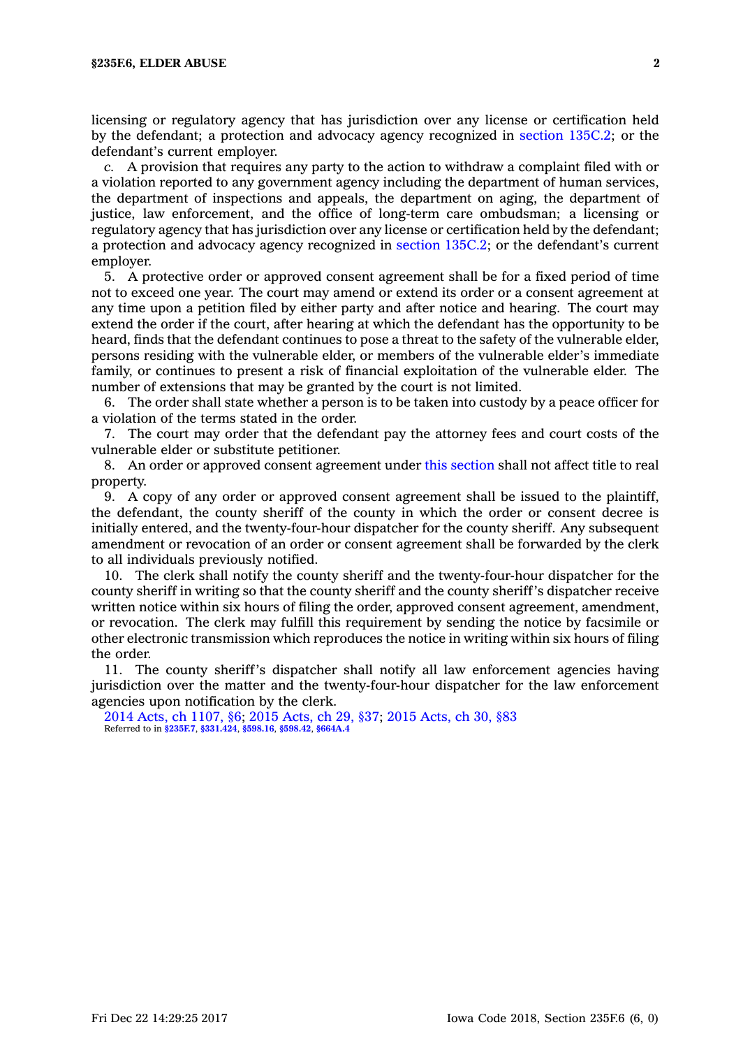licensing or regulatory agency that has jurisdiction over any license or certification held by the defendant; a protection and advocacy agency recognized in section 135C.2; or the defendant's current employer.

*c.* A provision that requires any party to the action to withdraw a complaint filed with or a violation reported to any government agency including the department of human services, the department of inspections and appeals, the department on aging, the department of justice, law enforcement, and the office of long-term care ombudsman; a licensing or regulatory agency that has jurisdiction over any license or certification held by the defendant; a protection and advocacy agency recognized in section 135C.2; or the defendant's current employer.

5. A protective order or approved consent agreement shall be for a fixed period of time not to exceed one year. The court may amend or extend its order or a consent agreement at any time upon a petition filed by either party and after notice and hearing. The court may extend the order if the court, after hearing at which the defendant has the opportunity to be heard, finds that the defendant continues to pose a threat to the safety of the vulnerable elder, persons residing with the vulnerable elder, or members of the vulnerable elder's immediate family, or continues to present a risk of financial exploitation of the vulnerable elder. The number of extensions that may be granted by the court is not limited.

6. The order shall state whether a person is to be taken into custody by a peace officer for a violation of the terms stated in the order.

7. The court may order that the defendant pay the attorney fees and court costs of the vulnerable elder or substitute petitioner.

8. An order or approved consent agreement under this section shall not affect title to real property.

9. A copy of any order or approved consent agreement shall be issued to the plaintiff, the defendant, the county sheriff of the county in which the order or consent decree is initially entered, and the twenty-four-hour dispatcher for the county sheriff. Any subsequent amendment or revocation of an order or consent agreement shall be forwarded by the clerk to all individuals previously notified.

10. The clerk shall notify the county sheriff and the twenty-four-hour dispatcher for the county sheriff in writing so that the county sheriff and the county sheriff's dispatcher receive written notice within six hours of filing the order, approved consent agreement, amendment, or revocation. The clerk may fulfill this requirement by sending the notice by facsimile or other electronic transmission which reproduces the notice in writing within six hours of filing the order.

11. The county sheriff's dispatcher shall notify all law enforcement agencies having jurisdiction over the matter and the twenty-four-hour dispatcher for the law enforcement agencies upon notification by the clerk.

2014 Acts, ch 1107, §6; 2015 Acts, ch 29, §37; 2015 Acts, ch 30, §83
Referred to in **§235F.7**, **§331.424**, **§598.16**, **§598.42**, **§664A.4**